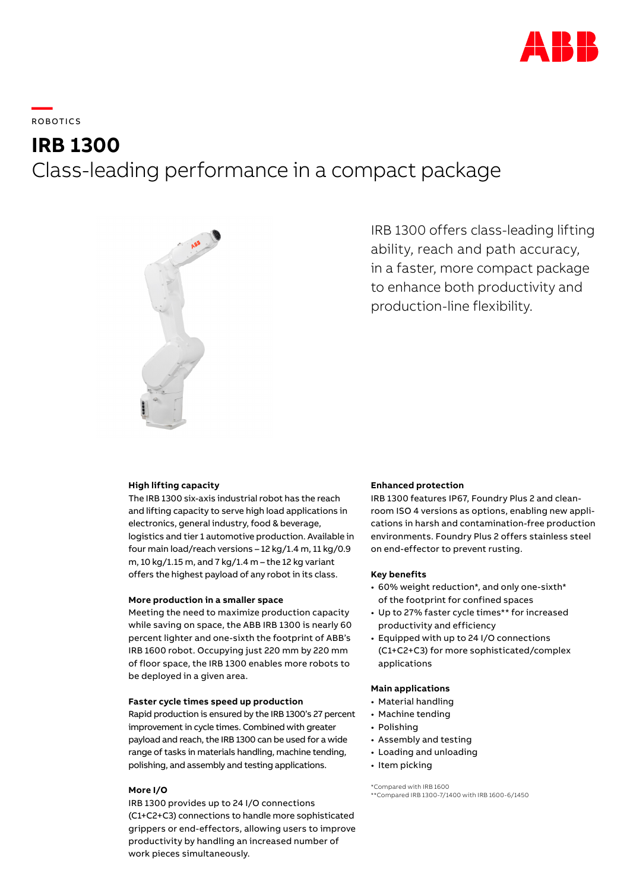ROBOTICS

# IRB 1300

## Class-leading performance in a compact package

IRB 1300 offers class-leading lifting ability, reach and path accuracy, in a faster, more compact package to enhance both productivity and production-line flexibility.

### High lifting capacity

The IRB 1300 six-axis industrial robot has the reach and lifting capacity to serve high load applications in electronics, general industry, food & beverage, logistics and tier 1 automotive production. Available in four main load/reach versions – 12 kg/1.4 m, 11 kg/0.9 m, 10 kg/1.15 m, and 7 kg/1.4 m – the 12 kg variant offers the highest payload of any robot in its class.

### More production in a smaller space

Meeting the need to maximize production capacity while saving on space, the ABB IRB 1300 is nearly 60 percent lighter and one-sixth the footprint of ABB's IRB 1600 robot. Occupying just 220 mm by 220 mm of floor space, the IRB 1300 enables more robots to be deployed in a given area.

### Faster cycle times speed up production

Rapid production is ensured by the IRB 1300's 27 percent improvement in cycle times. Combined with greater payload and reach, the IRB 1300 can be used for a wide range of tasks in materials handling, machine tending, polishing, and assembly and testing applications.

### More I/O

IRB 1300 provides up to 24 I/O connections (C1+C2+C3) connections to handle more sophisticated grippers or end-effectors, allowing users to improve productivity by handling an increased number of work pieces simultaneously.

### Enhanced protection

IRB 1300 features IP67, Foundry Plus 2 and clean-room ISO 4 versions as options, enabling new applications in harsh and contamination-free production environments. Foundry Plus 2 offers stainless steel on end-effector to prevent rusting.

### Key benefits

- 60% weight reduction*, and only one-sixth* of the footprint for confined spaces
- Up to 27% faster cycle times** for increased productivity and efficiency
- Equipped with up to 24 I/O connections (C1+C2+C3) for more sophisticated/complex applications

### Main applications

- Material handling
- Machine tending
- Polishing
- Assembly and testing
- Loading and unloading
- Item picking

*Compared with IRB 1600
**Compared IRB 1300-7/1400 with IRB 1600-6/1450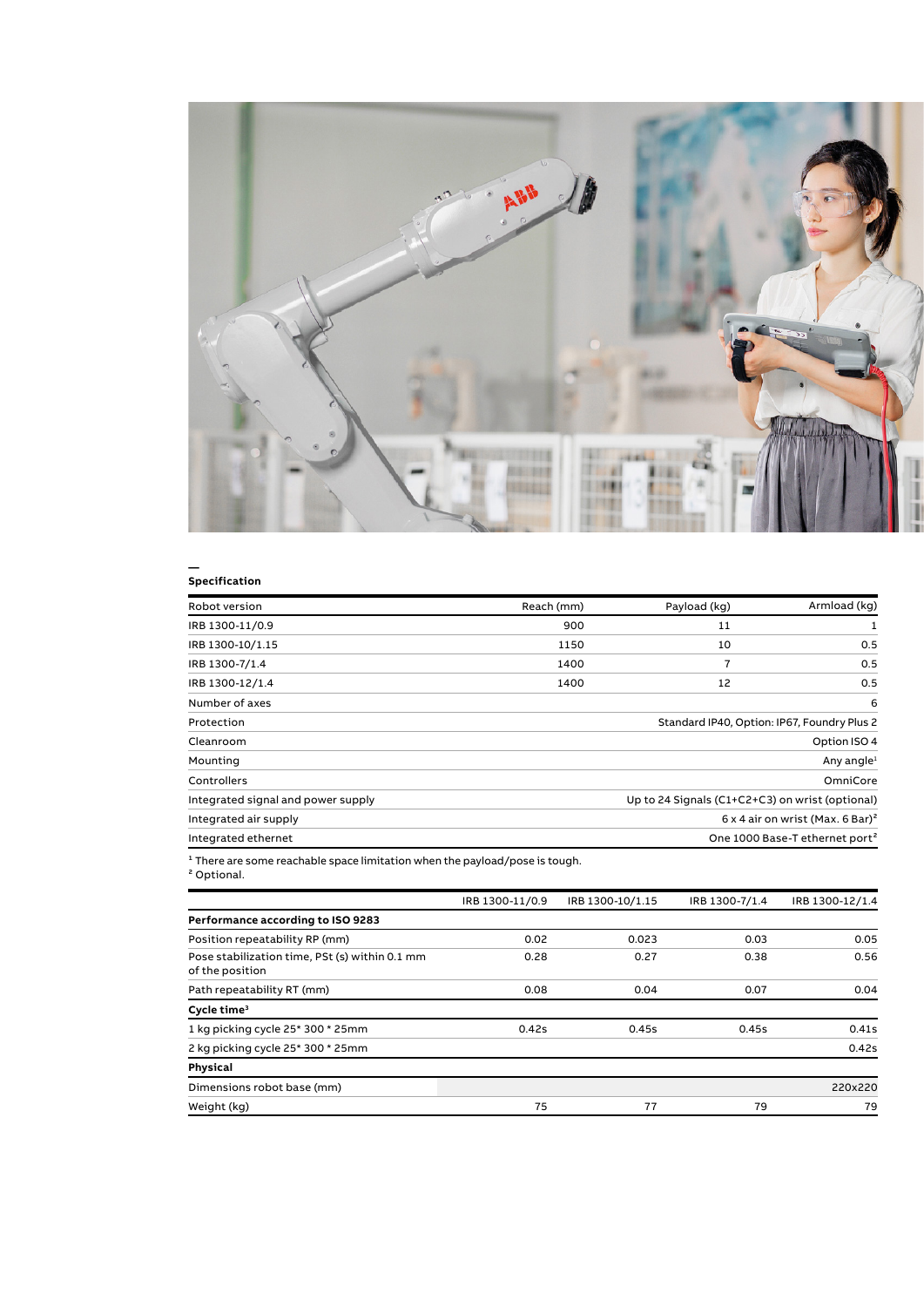## Specification

| Robot version | Reach (mm) | Payload (kg) | Armload (kg) |
|---|---|---|---|
| IRB 1300-11/0.9 | 900 | 11 | 1 |
| IRB 1300-10/1.15 | 1150 | 10 | 0.5 |
| IRB 1300-7/1.4 | 1400 | 7 | 0.5 |
| IRB 1300-12/1.4 | 1400 | 12 | 0.5 |
| Number of axes | | | 6 |
| Protection | | | Standard IP40, Option: IP67, Foundry Plus 2 |
| Cleanroom | | | Option ISO 4 |
| Mounting | | | Any angle[1] |
| Controllers | | | OmniCore |
| Integrated signal and power supply | | | Up to 24 Signals (C1+C2+C3) on wrist (optional) |
| Integrated air supply | | | 6 x 4 air on wrist (Max. 6 Bar)[2] |
| Integrated ethernet | | | One 1000 Base-T ethernet port[2] |

[1] There are some reachable space limitation when the payload/pose is tough.
[2] Optional.

| | IRB 1300-11/0.9 | IRB 1300-10/1.15 | IRB 1300-7/1.4 | IRB 1300-12/1.4 |
|---|---|---|---|---|
| **Performance according to ISO 9283** | | | | |
| Position repeatability RP (mm) | 0.02 | 0.023 | 0.03 | 0.05 |
| Pose stabilization time, PSt (s) within 0.1 mm of the position | 0.28 | 0.27 | 0.38 | 0.56 |
| Path repeatability RT (mm) | 0.08 | 0.04 | 0.07 | 0.04 |
| **Cycle time[3]** | | | | |
| 1 kg picking cycle 25* 300 * 25mm | 0.42s | 0.45s | 0.45s | 0.41s |
| 2 kg picking cycle 25* 300 * 25mm | | | | 0.42s |
| **Physical** | | | | |
| Dimensions robot base (mm) | | | | 220x220 |
| Weight (kg) | 75 | 77 | 79 | 79 |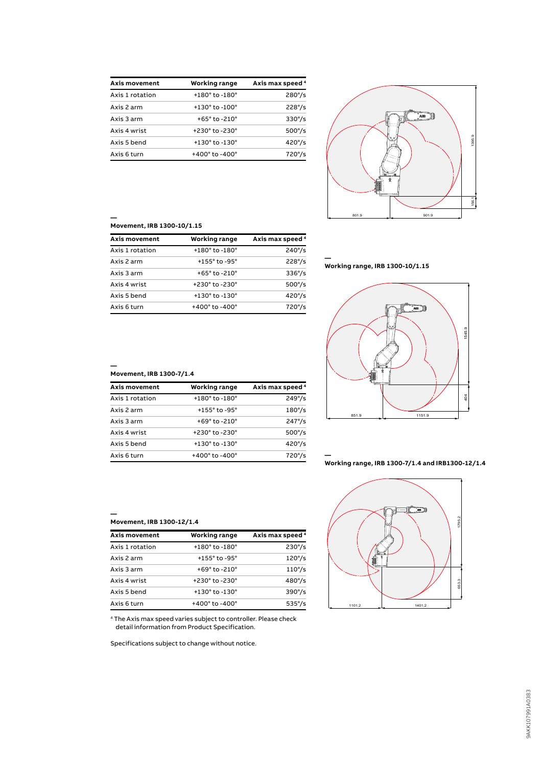| Axis movement | Working range | Axis max speed [4] |
| --- | --- | --- |
| Axis 1 rotation | +180° to -180° | 280°/s |
| Axis 2 arm | +130° to -100° | 228°/s |
| Axis 3 arm | +65° to -210° | 330°/s |
| Axis 4 wrist | +230° to -230° | 500°/s |
| Axis 5 bend | +130° to -130° | 420°/s |
| Axis 6 turn | +400° to -400° | 720°/s |

1395.9

156.1

801.9

901.9

**Working range, IRB 1300-10/1.15**

## Movement, IRB 1300-10/1.15

| Axis movement | Working range | Axis max speed [4] |
| --- | --- | --- |
| Axis 1 rotation | +180° to -180° | 240°/s |
| Axis 2 arm | +155° to -95° | 228°/s |
| Axis 3 arm | +65° to -210° | 336°/s |
| Axis 4 wrist | +230° to -230° | 500°/s |
| Axis 5 bend | +130° to -130° | 420°/s |
| Axis 6 turn | +400° to -400° | 720°/s |

1545.9

404

851.9

1151.9

**Working range, IRB 1300-7/1.4 and IRB1300-12/1.4**

## Movement, IRB 1300-7/1.4

| Axis movement | Working range | Axis max speed [4] |
| --- | --- | --- |
| Axis 1 rotation | +180° to -180° | 249°/s |
| Axis 2 arm | +155° to -95° | 180°/s |
| Axis 3 arm | +69° to -210° | 247°/s |
| Axis 4 wrist | +230° to -230° | 500°/s |
| Axis 5 bend | +130° to -130° | 420°/s |
| Axis 6 turn | +400° to -400° | 720°/s |

1795.2

653.3

1101.2

1401.2

## Movement, IRB 1300-12/1.4

| Axis movement | Working range | Axis max speed [4] |
| --- | --- | --- |
| Axis 1 rotation | +180° to -180° | 230°/s |
| Axis 2 arm | +155° to -95° | 120°/s |
| Axis 3 arm | +69° to -210° | 110°/s |
| Axis 4 wrist | +230° to -230° | 480°/s |
| Axis 5 bend | +130° to -130° | 390°/s |
| Axis 6 turn | +400° to -400° | 535°/s |

[4] The Axis max speed varies subject to controller. Please check detail information from Product Specification.

Specifications subject to change without notice.

9AKK107991A0383